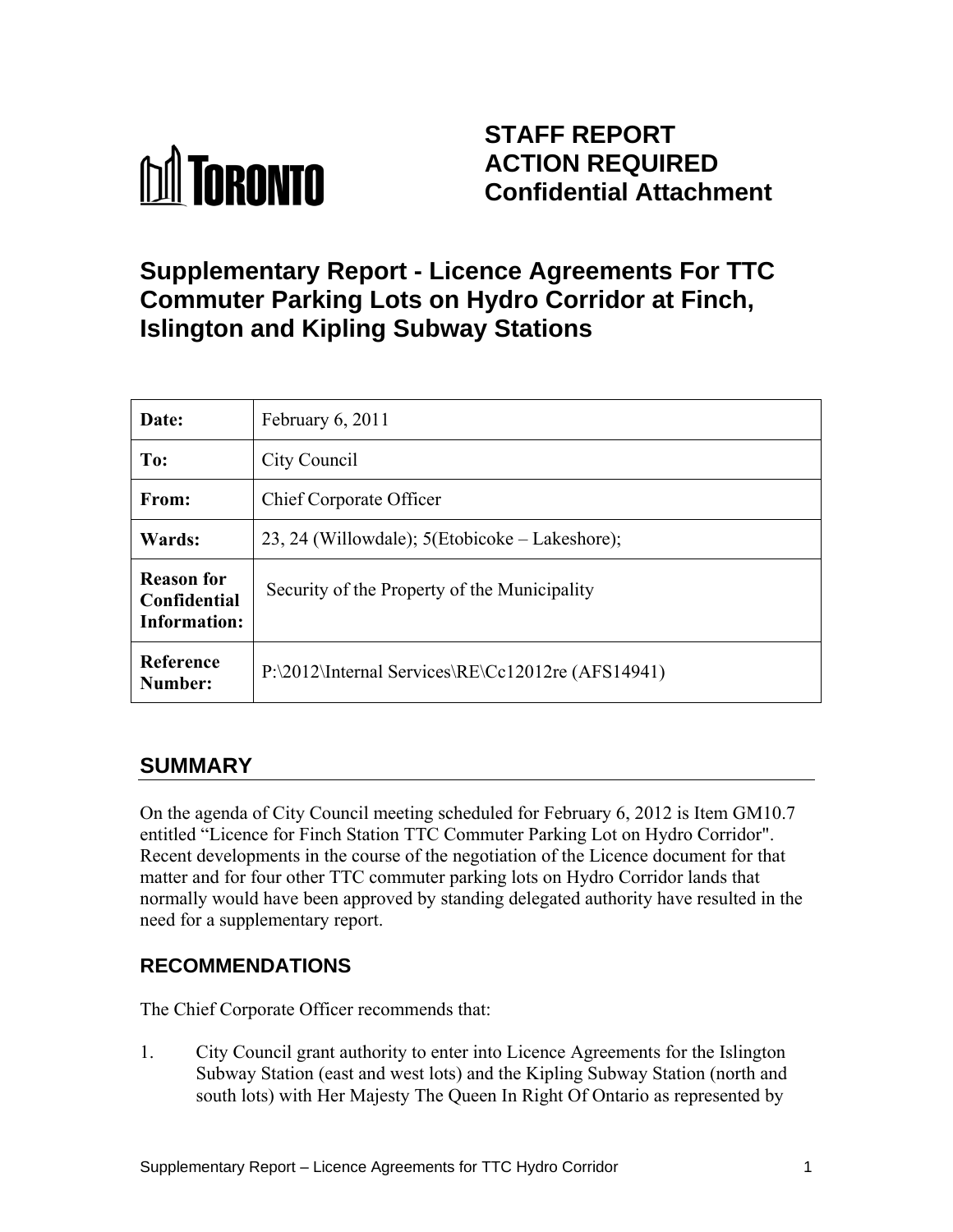TORONTO

# STAFF REPORT ACTION REQUIRED Confidential Attachment

# Supplementary Report - Licence Agreements For TTC Commuter Parking Lots on Hydro Corridor at Finch, Islington and Kipling Subway Stations

| | |
|---|---|
| **Date:** | February 6, 2011 |
| **To:** | City Council |
| **From:** | Chief Corporate Officer |
| **Wards:** | 23, 24 (Willowdale); 5(Etobicoke – Lakeshore); |
| **Reason for Confidential Information:** | Security of the Property of the Municipality |
| **Reference Number:** | P:\2012\Internal Services\RE\Cc12012re (AFS14941) |

## SUMMARY

On the agenda of City Council meeting scheduled for February 6, 2012 is Item GM10.7 entitled "Licence for Finch Station TTC Commuter Parking Lot on Hydro Corridor". Recent developments in the course of the negotiation of the Licence document for that matter and for four other TTC commuter parking lots on Hydro Corridor lands that normally would have been approved by standing delegated authority have resulted in the need for a supplementary report.

## RECOMMENDATIONS

The Chief Corporate Officer recommends that:

1. City Council grant authority to enter into Licence Agreements for the Islington Subway Station (east and west lots) and the Kipling Subway Station (north and south lots) with Her Majesty The Queen In Right Of Ontario as represented by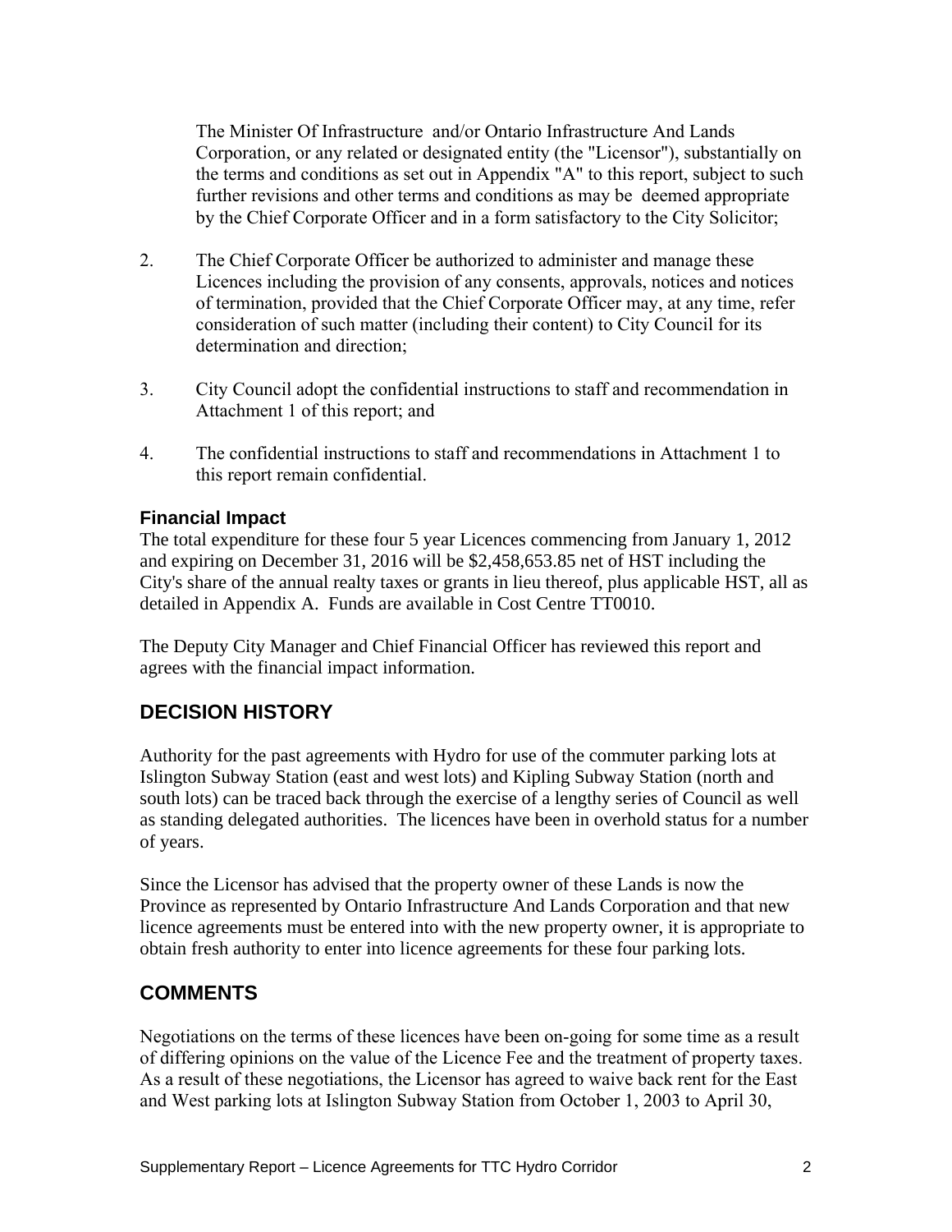The Minister Of Infrastructure and/or Ontario Infrastructure And Lands Corporation, or any related or designated entity (the "Licensor"), substantially on the terms and conditions as set out in Appendix "A" to this report, subject to such further revisions and other terms and conditions as may be deemed appropriate by the Chief Corporate Officer and in a form satisfactory to the City Solicitor;

2. The Chief Corporate Officer be authorized to administer and manage these Licences including the provision of any consents, approvals, notices and notices of termination, provided that the Chief Corporate Officer may, at any time, refer consideration of such matter (including their content) to City Council for its determination and direction;

3. City Council adopt the confidential instructions to staff and recommendation in Attachment 1 of this report; and

4. The confidential instructions to staff and recommendations in Attachment 1 to this report remain confidential.

### Financial Impact

The total expenditure for these four 5 year Licences commencing from January 1, 2012 and expiring on December 31, 2016 will be $2,458,653.85 net of HST including the City's share of the annual realty taxes or grants in lieu thereof, plus applicable HST, all as detailed in Appendix A. Funds are available in Cost Centre TT0010.

The Deputy City Manager and Chief Financial Officer has reviewed this report and agrees with the financial impact information.

## DECISION HISTORY

Authority for the past agreements with Hydro for use of the commuter parking lots at Islington Subway Station (east and west lots) and Kipling Subway Station (north and south lots) can be traced back through the exercise of a lengthy series of Council as well as standing delegated authorities. The licences have been in overhold status for a number of years.

Since the Licensor has advised that the property owner of these Lands is now the Province as represented by Ontario Infrastructure And Lands Corporation and that new licence agreements must be entered into with the new property owner, it is appropriate to obtain fresh authority to enter into licence agreements for these four parking lots.

## COMMENTS

Negotiations on the terms of these licences have been on-going for some time as a result of differing opinions on the value of the Licence Fee and the treatment of property taxes. As a result of these negotiations, the Licensor has agreed to waive back rent for the East and West parking lots at Islington Subway Station from October 1, 2003 to April 30,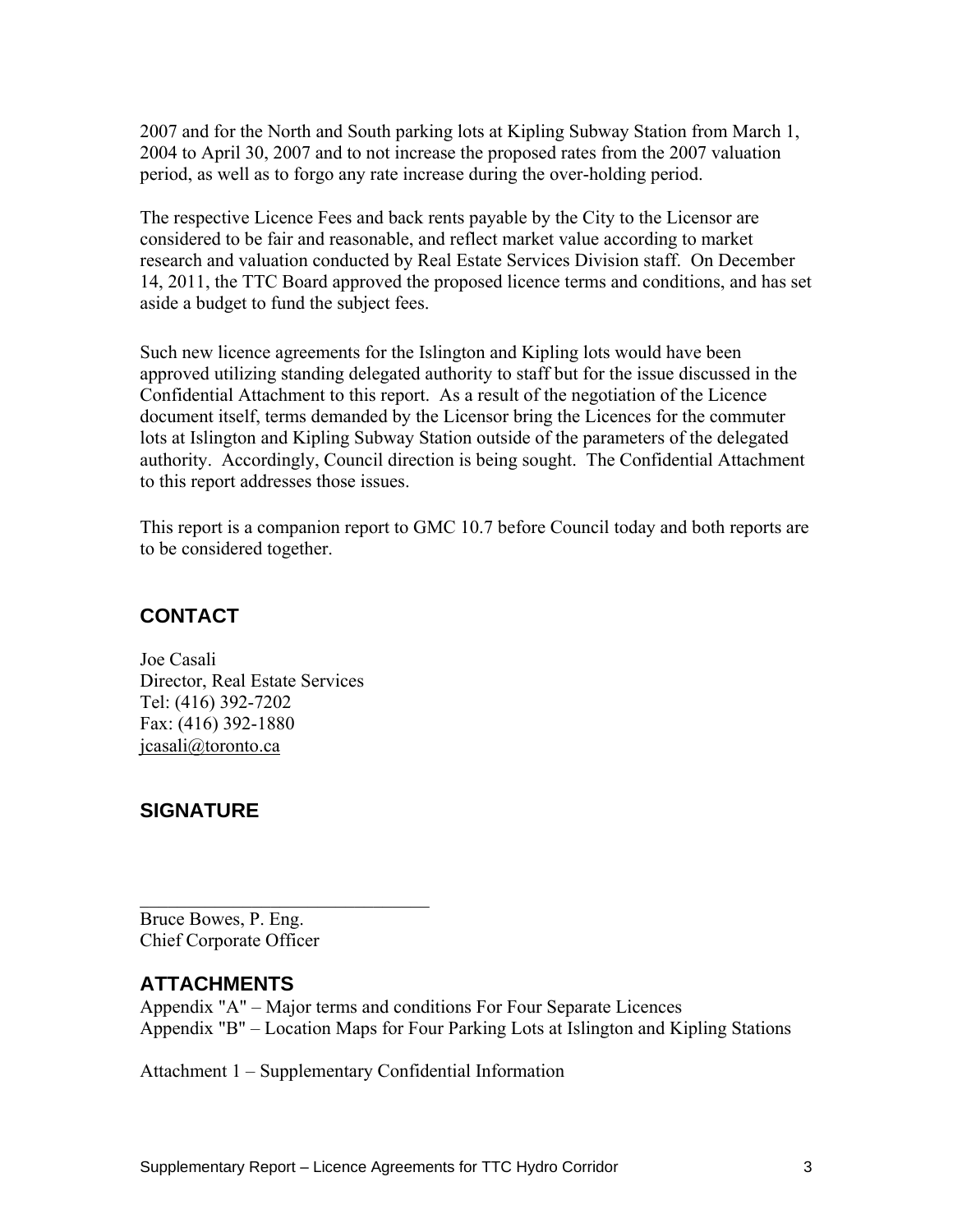2007 and for the North and South parking lots at Kipling Subway Station from March 1, 2004 to April 30, 2007 and to not increase the proposed rates from the 2007 valuation period, as well as to forgo any rate increase during the over-holding period.

The respective Licence Fees and back rents payable by the City to the Licensor are considered to be fair and reasonable, and reflect market value according to market research and valuation conducted by Real Estate Services Division staff. On December 14, 2011, the TTC Board approved the proposed licence terms and conditions, and has set aside a budget to fund the subject fees.

Such new licence agreements for the Islington and Kipling lots would have been approved utilizing standing delegated authority to staff but for the issue discussed in the Confidential Attachment to this report. As a result of the negotiation of the Licence document itself, terms demanded by the Licensor bring the Licences for the commuter lots at Islington and Kipling Subway Station outside of the parameters of the delegated authority. Accordingly, Council direction is being sought. The Confidential Attachment to this report addresses those issues.

This report is a companion report to GMC 10.7 before Council today and both reports are to be considered together.

## CONTACT

Joe Casali
Director, Real Estate Services
Tel: (416) 392-7202
Fax: (416) 392-1880
jcasali@toronto.ca

## SIGNATURE

_______________________________
Bruce Bowes, P. Eng.
Chief Corporate Officer

## ATTACHMENTS

Appendix "A" – Major terms and conditions For Four Separate Licences
Appendix "B" – Location Maps for Four Parking Lots at Islington and Kipling Stations

Attachment 1 – Supplementary Confidential Information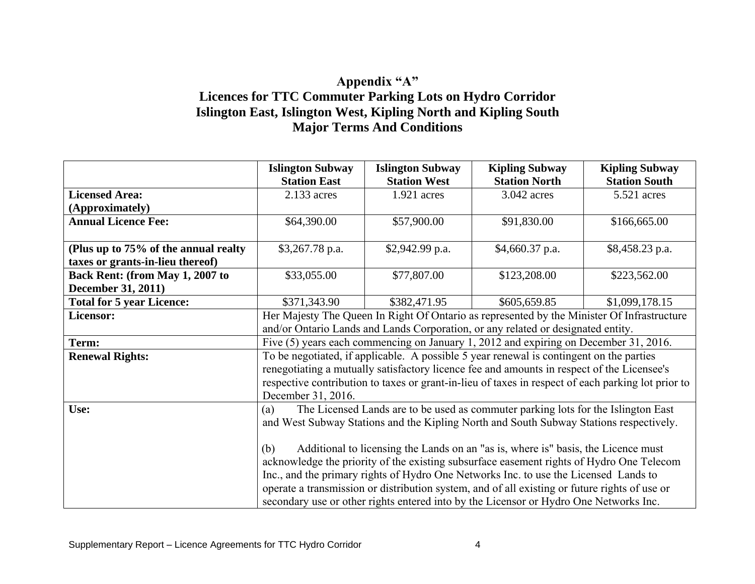# Appendix "A"
## Licences for TTC Commuter Parking Lots on Hydro Corridor
## Islington East, Islington West, Kipling North and Kipling South
## Major Terms And Conditions

| | Islington Subway Station East | Islington Subway Station West | Kipling Subway Station North | Kipling Subway Station South |
|---|---|---|---|---|
| **Licensed Area: (Approximately)** | 2.133 acres | 1.921 acres | 3.042 acres | 5.521 acres |
| **Annual Licence Fee:** | $64,390.00 | $57,900.00 | $91,830.00 | $166,665.00 |
| **(Plus up to 75% of the annual realty taxes or grants-in-lieu thereof)** | $3,267.78 p.a. | $2,942.99 p.a. | $4,660.37 p.a. | $8,458.23 p.a. |
| **Back Rent: (from May 1, 2007 to December 31, 2011)** | $33,055.00 | $77,807.00 | $123,208.00 | $223,562.00 |
| **Total for 5 year Licence:** | $371,343.90 | $382,471.95 | $605,659.85 | $1,099,178.15 |
| **Licensor:** | Her Majesty The Queen In Right Of Ontario as represented by the Minister Of Infrastructure and/or Ontario Lands and Lands Corporation, or any related or designated entity. | | | |
| **Term:** | Five (5) years each commencing on January 1, 2012 and expiring on December 31, 2016. | | | |
| **Renewal Rights:** | To be negotiated, if applicable. A possible 5 year renewal is contingent on the parties renegotiating a mutually satisfactory licence fee and amounts in respect of the Licensee's respective contribution to taxes or grant-in-lieu of taxes in respect of each parking lot prior to December 31, 2016. | | | |
| **Use:** | (a) The Licensed Lands are to be used as commuter parking lots for the Islington East and West Subway Stations and the Kipling North and South Subway Stations respectively. (b) Additional to licensing the Lands on an "as is, where is" basis, the Licence must acknowledge the priority of the existing subsurface easement rights of Hydro One Telecom Inc., and the primary rights of Hydro One Networks Inc. to use the Licensed Lands to operate a transmission or distribution system, and of all existing or future rights of use or secondary use or other rights entered into by the Licensor or Hydro One Networks Inc. | | | |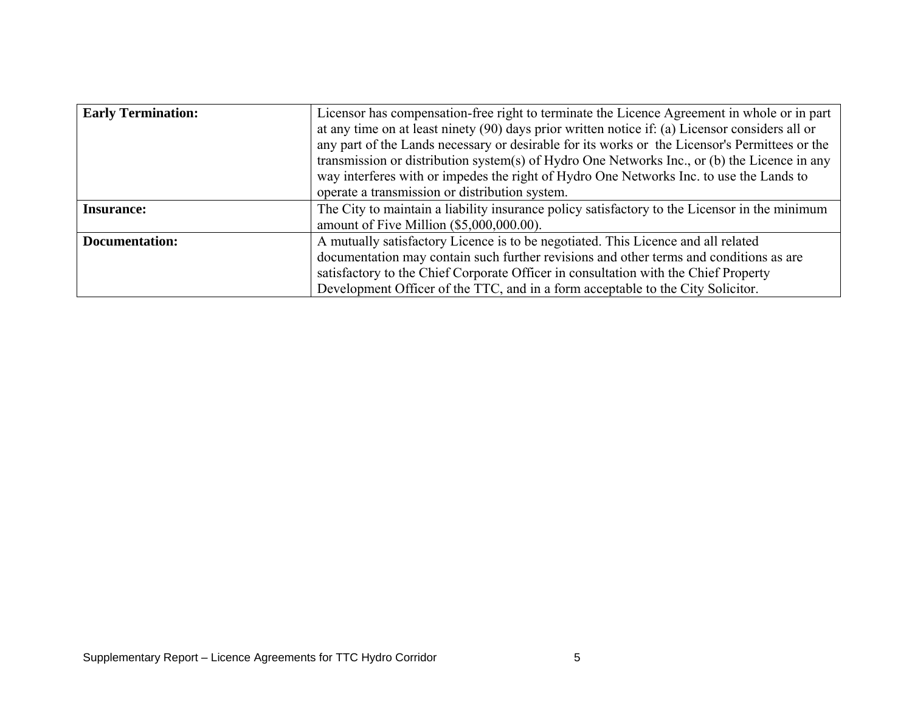| | |
|---|---|
| **Early Termination:** | Licensor has compensation-free right to terminate the Licence Agreement in whole or in part at any time on at least ninety (90) days prior written notice if: (a) Licensor considers all or any part of the Lands necessary or desirable for its works or the Licensor's Permittees or the transmission or distribution system(s) of Hydro One Networks Inc., or (b) the Licence in any way interferes with or impedes the right of Hydro One Networks Inc. to use the Lands to operate a transmission or distribution system. |
| **Insurance:** | The City to maintain a liability insurance policy satisfactory to the Licensor in the minimum amount of Five Million ($5,000,000.00). |
| **Documentation:** | A mutually satisfactory Licence is to be negotiated. This Licence and all related documentation may contain such further revisions and other terms and conditions as are satisfactory to the Chief Corporate Officer in consultation with the Chief Property Development Officer of the TTC, and in a form acceptable to the City Solicitor. |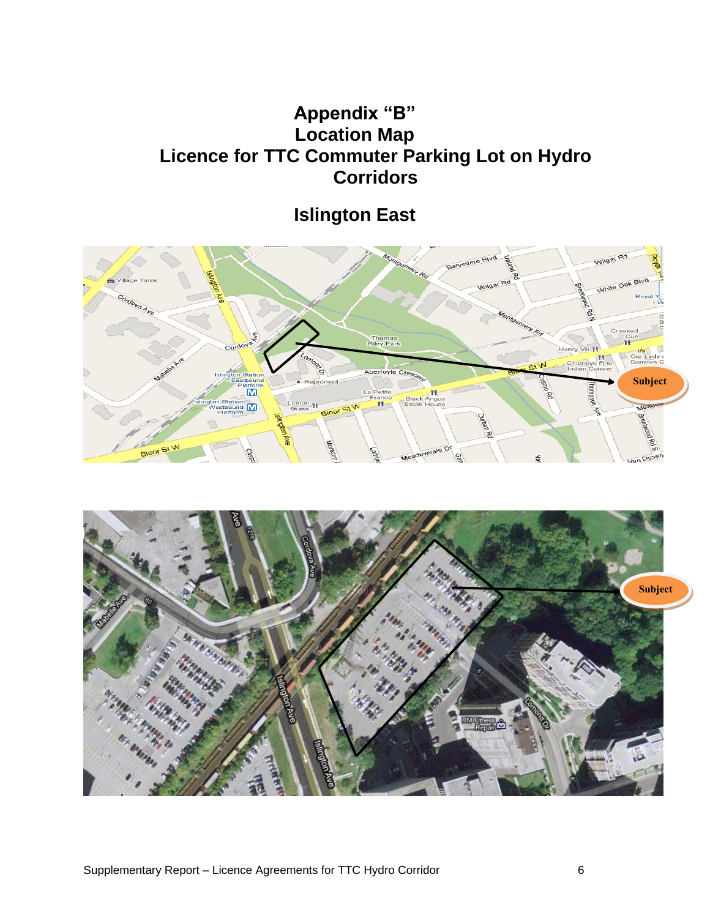# Appendix "B"
# Location Map
# Licence for TTC Commuter Parking Lot on Hydro Corridors

## Islington East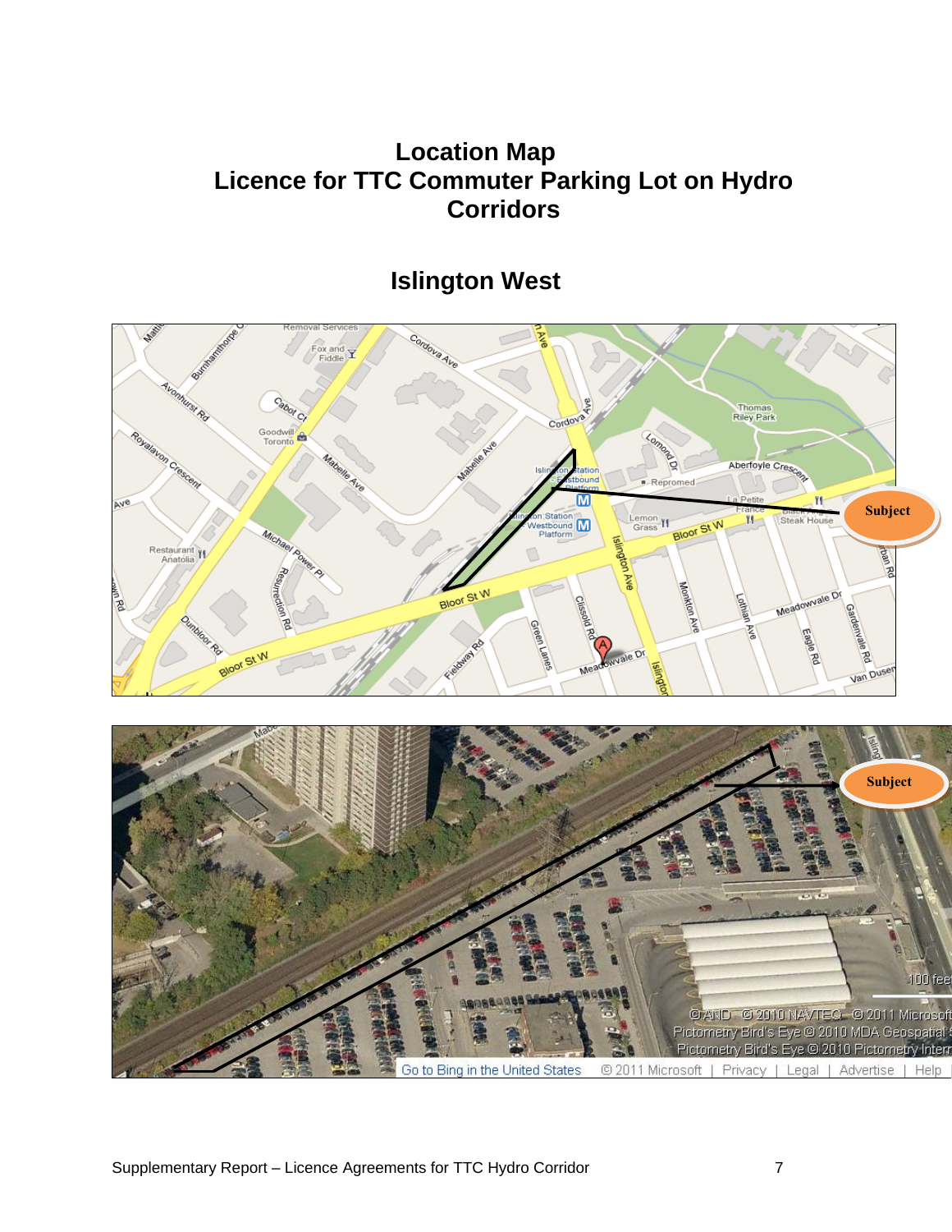# Location Map
# Licence for TTC Commuter Parking Lot on Hydro Corridors

## Islington West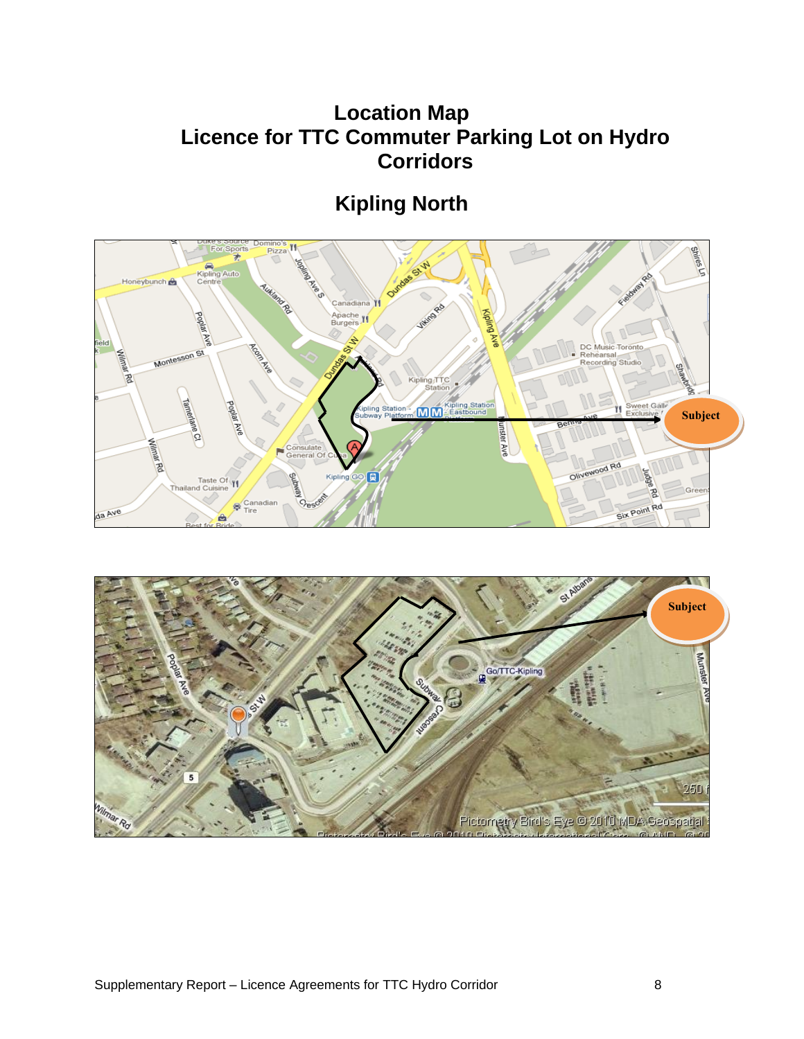# Location Map
# Licence for TTC Commuter Parking Lot on Hydro Corridors

## Kipling North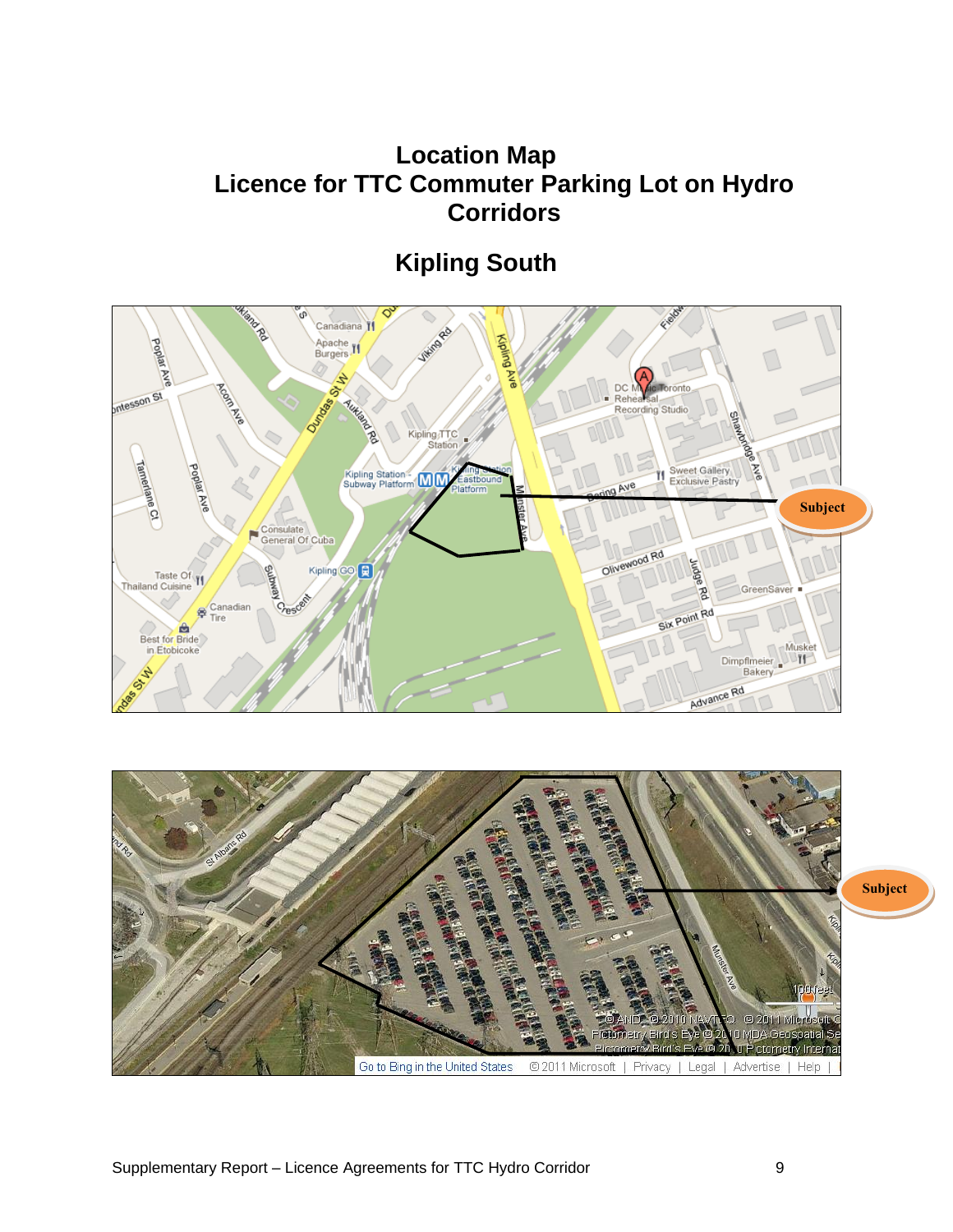# Location Map
# Licence for TTC Commuter Parking Lot on Hydro Corridors

## Kipling South